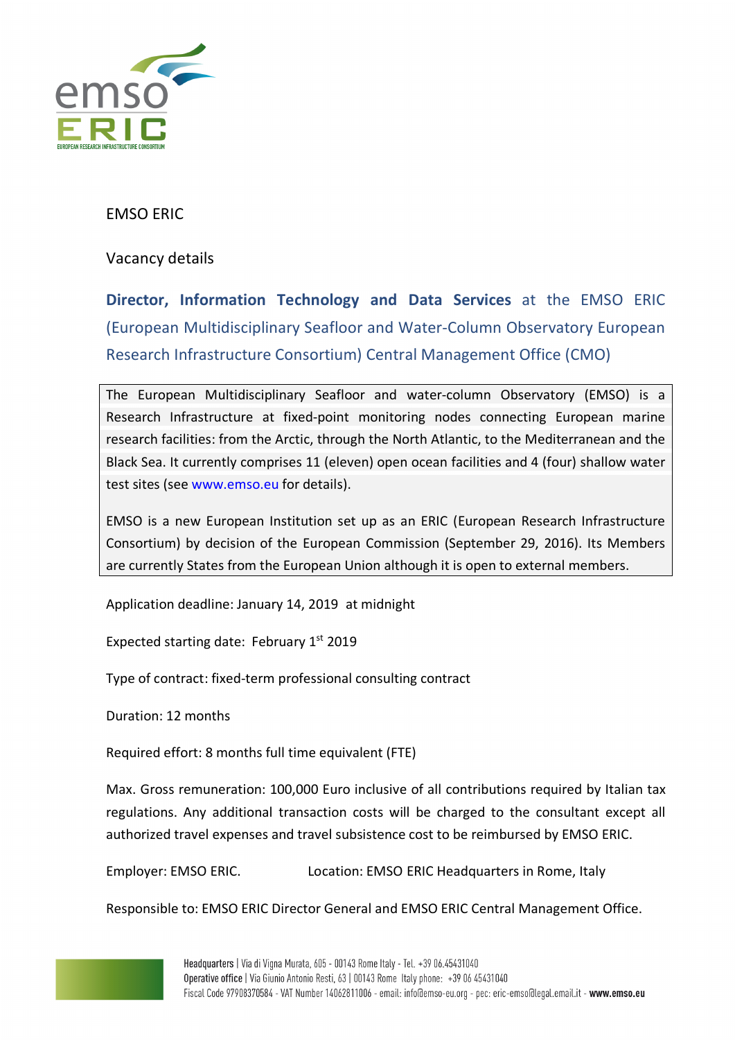EMSO ERIC

Vacancy details

**Director, Information Technology and Data Services** at the EMSO ERIC (European Multidisciplinary Seafloor and Water-Column Observatory European Research Infrastructure Consortium) Central Management Office (CMO)

The European Multidisciplinary Seafloor and water-column Observatory (EMSO) is a Research Infrastructure at fixed-point monitoring nodes connecting European marine research facilities: from the Arctic, through the North Atlantic, to the Mediterranean and the Black Sea. It currently comprises 11 (eleven) open ocean facilities and 4 (four) shallow water test sites (see www.emso.eu for details).

EMSO is a new European Institution set up as an ERIC (European Research Infrastructure Consortium) by decision of the European Commission (September 29, 2016). Its Members are currently States from the European Union although it is open to external members.

Application deadline: January 14, 2019 at midnight

Expected starting date: February 1st 2019

Type of contract: fixed-term professional consulting contract

Duration: 12 months

Required effort: 8 months full time equivalent (FTE)

Max. Gross remuneration: 100,000 Euro inclusive of all contributions required by Italian tax regulations. Any additional transaction costs will be charged to the consultant except all authorized travel expenses and travel subsistence cost to be reimbursed by EMSO ERIC.

Employer: EMSO ERIC. Location: EMSO ERIC Headquarters in Rome, Italy

Responsible to: EMSO ERIC Director General and EMSO ERIC Central Management Office.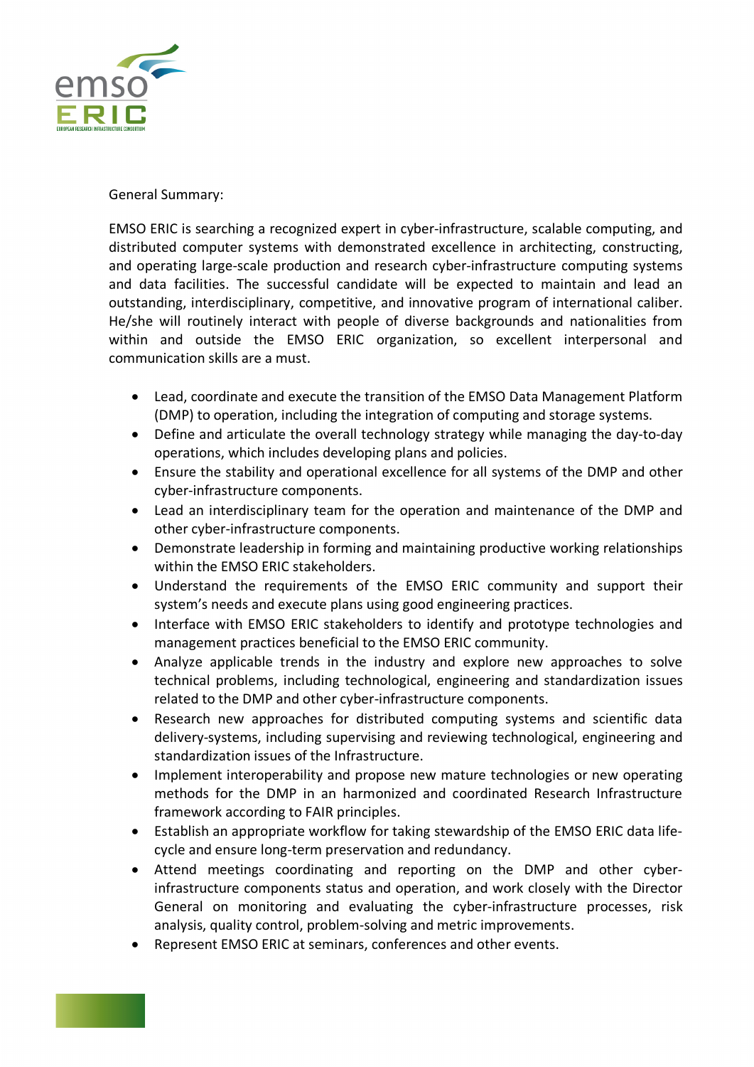General Summary:

EMSO ERIC is searching a recognized expert in cyber-infrastructure, scalable computing, and distributed computer systems with demonstrated excellence in architecting, constructing, and operating large-scale production and research cyber-infrastructure computing systems and data facilities. The successful candidate will be expected to maintain and lead an outstanding, interdisciplinary, competitive, and innovative program of international caliber. He/she will routinely interact with people of diverse backgrounds and nationalities from within and outside the EMSO ERIC organization, so excellent interpersonal and communication skills are a must.

- Lead, coordinate and execute the transition of the EMSO Data Management Platform (DMP) to operation, including the integration of computing and storage systems.
- Define and articulate the overall technology strategy while managing the day-to-day operations, which includes developing plans and policies.
- Ensure the stability and operational excellence for all systems of the DMP and other cyber-infrastructure components.
- Lead an interdisciplinary team for the operation and maintenance of the DMP and other cyber-infrastructure components.
- Demonstrate leadership in forming and maintaining productive working relationships within the EMSO ERIC stakeholders.
- Understand the requirements of the EMSO ERIC community and support their system's needs and execute plans using good engineering practices.
- Interface with EMSO ERIC stakeholders to identify and prototype technologies and management practices beneficial to the EMSO ERIC community.
- Analyze applicable trends in the industry and explore new approaches to solve technical problems, including technological, engineering and standardization issues related to the DMP and other cyber-infrastructure components.
- Research new approaches for distributed computing systems and scientific data delivery-systems, including supervising and reviewing technological, engineering and standardization issues of the Infrastructure.
- Implement interoperability and propose new mature technologies or new operating methods for the DMP in an harmonized and coordinated Research Infrastructure framework according to FAIR principles.
- Establish an appropriate workflow for taking stewardship of the EMSO ERIC data life-cycle and ensure long-term preservation and redundancy.
- Attend meetings coordinating and reporting on the DMP and other cyber-infrastructure components status and operation, and work closely with the Director General on monitoring and evaluating the cyber-infrastructure processes, risk analysis, quality control, problem-solving and metric improvements.
- Represent EMSO ERIC at seminars, conferences and other events.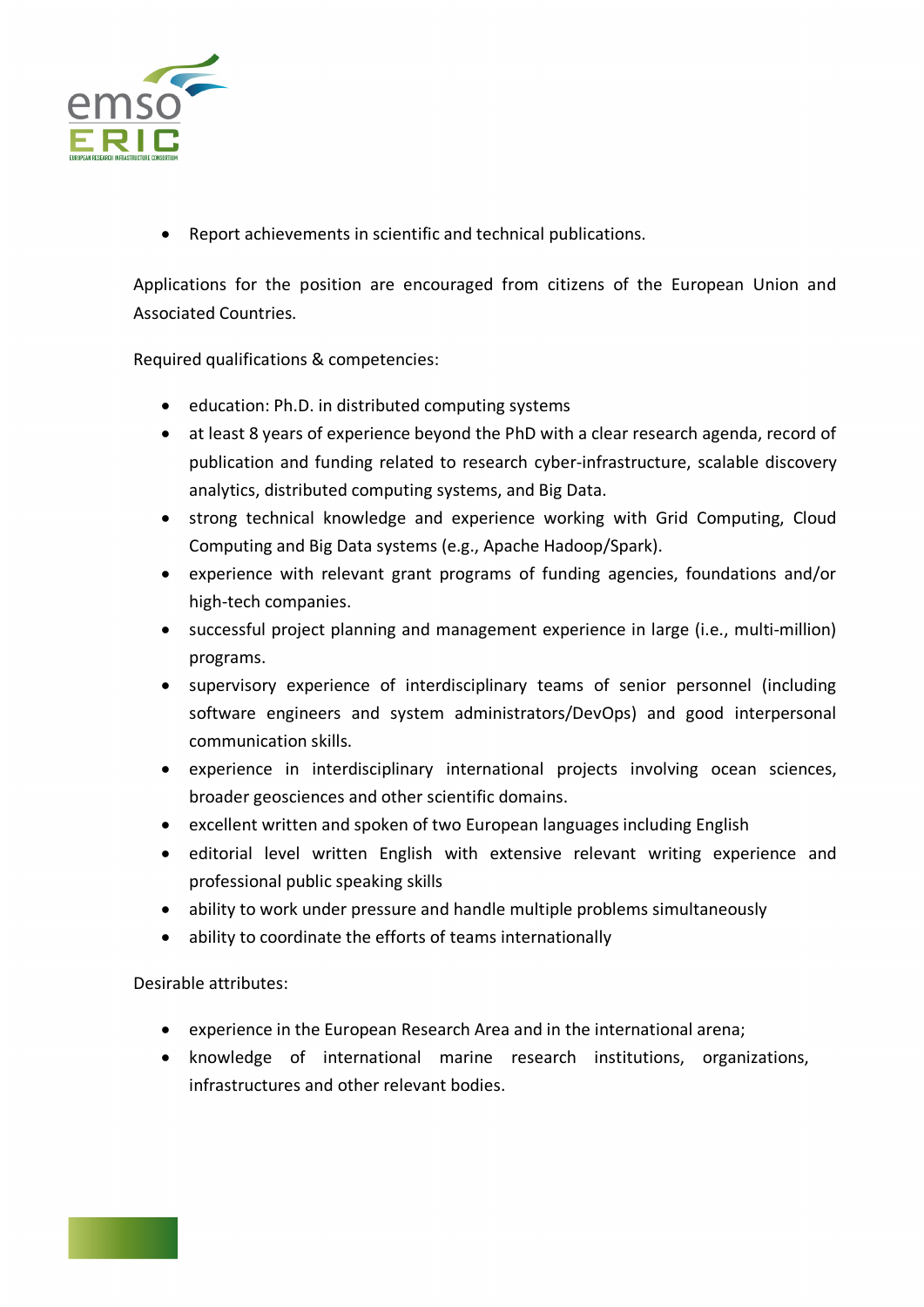- Report achievements in scientific and technical publications.

Applications for the position are encouraged from citizens of the European Union and Associated Countries.

Required qualifications & competencies:

- education: Ph.D. in distributed computing systems
- at least 8 years of experience beyond the PhD with a clear research agenda, record of publication and funding related to research cyber-infrastructure, scalable discovery analytics, distributed computing systems, and Big Data.
- strong technical knowledge and experience working with Grid Computing, Cloud Computing and Big Data systems (e.g., Apache Hadoop/Spark).
- experience with relevant grant programs of funding agencies, foundations and/or high-tech companies.
- successful project planning and management experience in large (i.e., multi-million) programs.
- supervisory experience of interdisciplinary teams of senior personnel (including software engineers and system administrators/DevOps) and good interpersonal communication skills.
- experience in interdisciplinary international projects involving ocean sciences, broader geosciences and other scientific domains.
- excellent written and spoken of two European languages including English
- editorial level written English with extensive relevant writing experience and professional public speaking skills
- ability to work under pressure and handle multiple problems simultaneously
- ability to coordinate the efforts of teams internationally

Desirable attributes:

- experience in the European Research Area and in the international arena;
- knowledge of international marine research institutions, organizations, infrastructures and other relevant bodies.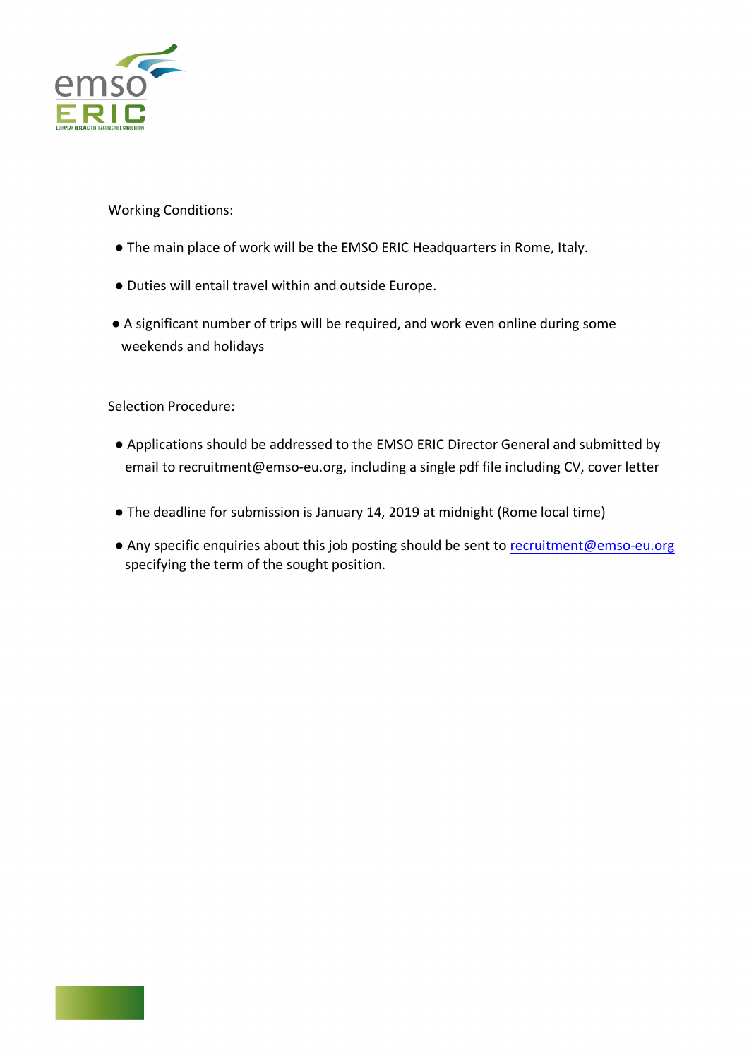Working Conditions:

- The main place of work will be the EMSO ERIC Headquarters in Rome, Italy.
- Duties will entail travel within and outside Europe.
- A significant number of trips will be required, and work even online during some weekends and holidays

Selection Procedure:

- Applications should be addressed to the EMSO ERIC Director General and submitted by email to recruitment@emso-eu.org, including a single pdf file including CV, cover letter
- The deadline for submission is January 14, 2019 at midnight (Rome local time)
- Any specific enquiries about this job posting should be sent to recruitment@emso-eu.org specifying the term of the sought position.